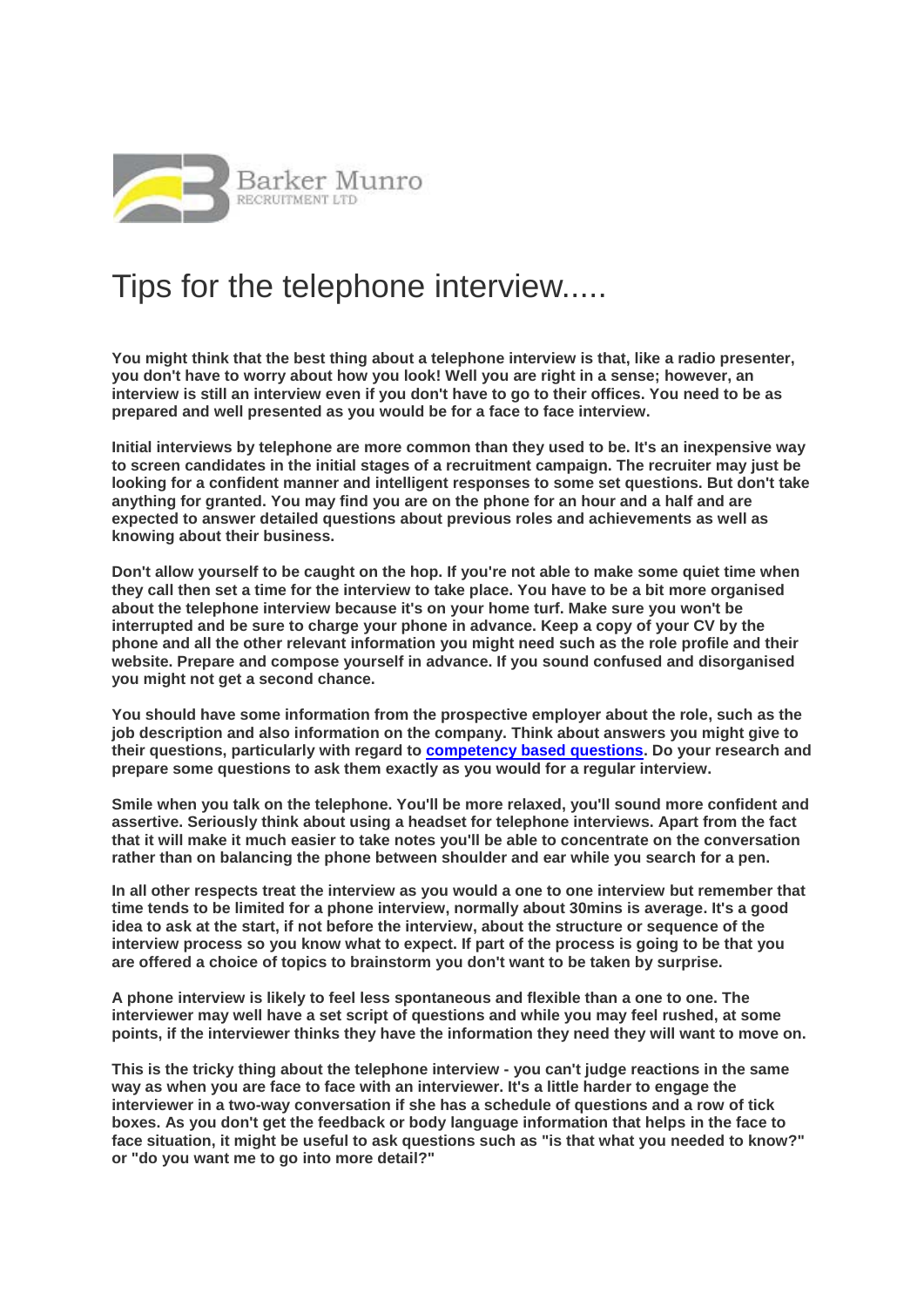Barker Munro
RECRUITMENT LTD

# Tips for the telephone interview.....

**You might think that the best thing about a telephone interview is that, like a radio presenter, you don't have to worry about how you look! Well you are right in a sense; however, an interview is still an interview even if you don't have to go to their offices. You need to be as prepared and well presented as you would be for a face to face interview.**

**Initial interviews by telephone are more common than they used to be. It's an inexpensive way to screen candidates in the initial stages of a recruitment campaign. The recruiter may just be looking for a confident manner and intelligent responses to some set questions. But don't take anything for granted. You may find you are on the phone for an hour and a half and are expected to answer detailed questions about previous roles and achievements as well as knowing about their business.**

**Don't allow yourself to be caught on the hop. If you're not able to make some quiet time when they call then set a time for the interview to take place. You have to be a bit more organised about the telephone interview because it's on your home turf. Make sure you won't be interrupted and be sure to charge your phone in advance. Keep a copy of your CV by the phone and all the other relevant information you might need such as the role profile and their website. Prepare and compose yourself in advance. If you sound confused and disorganised you might not get a second chance.**

**You should have some information from the prospective employer about the role, such as the job description and also information on the company. Think about answers you might give to their questions, particularly with regard to competency based questions. Do your research and prepare some questions to ask them exactly as you would for a regular interview.**

**Smile when you talk on the telephone. You'll be more relaxed, you'll sound more confident and assertive. Seriously think about using a headset for telephone interviews. Apart from the fact that it will make it much easier to take notes you'll be able to concentrate on the conversation rather than on balancing the phone between shoulder and ear while you search for a pen.**

**In all other respects treat the interview as you would a one to one interview but remember that time tends to be limited for a phone interview, normally about 30mins is average. It's a good idea to ask at the start, if not before the interview, about the structure or sequence of the interview process so you know what to expect. If part of the process is going to be that you are offered a choice of topics to brainstorm you don't want to be taken by surprise.**

**A phone interview is likely to feel less spontaneous and flexible than a one to one. The interviewer may well have a set script of questions and while you may feel rushed, at some points, if the interviewer thinks they have the information they need they will want to move on.**

**This is the tricky thing about the telephone interview - you can't judge reactions in the same way as when you are face to face with an interviewer. It's a little harder to engage the interviewer in a two-way conversation if she has a schedule of questions and a row of tick boxes. As you don't get the feedback or body language information that helps in the face to face situation, it might be useful to ask questions such as "is that what you needed to know?" or "do you want me to go into more detail?"**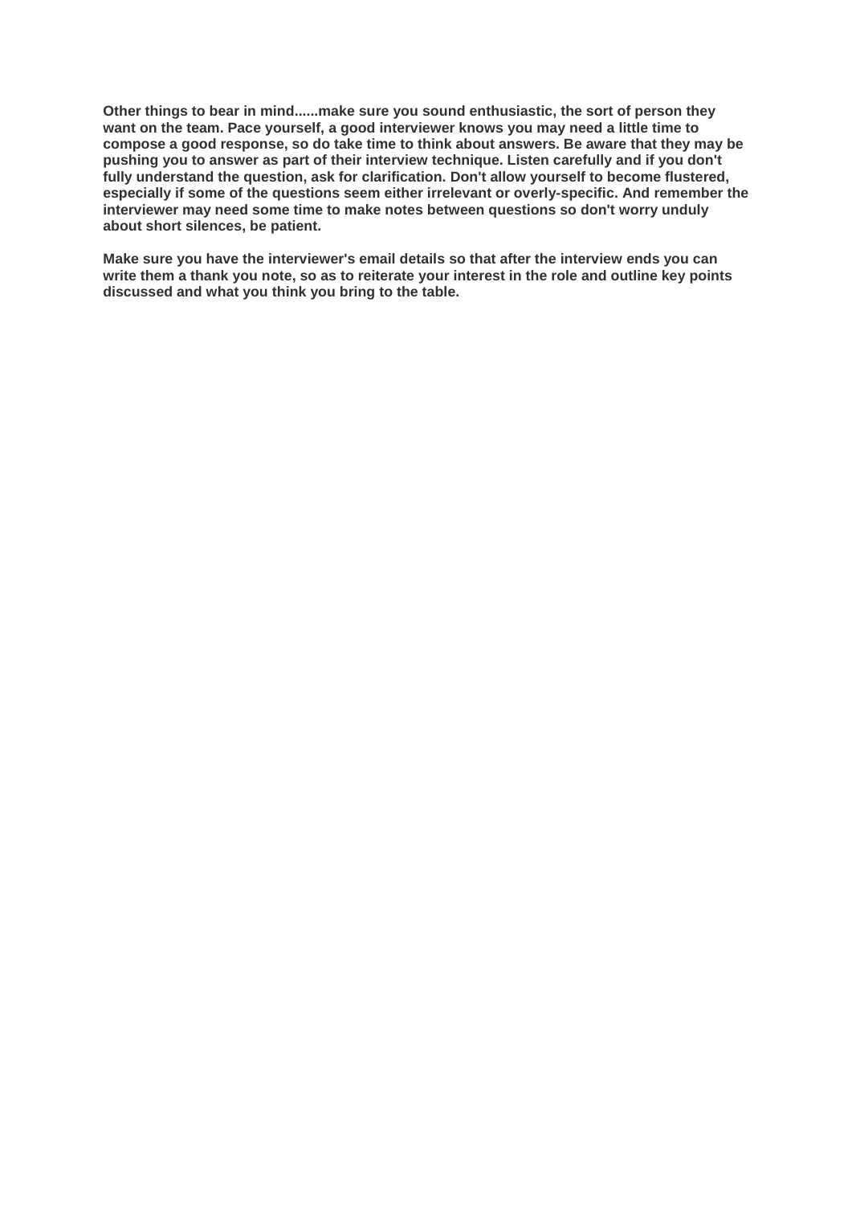**Other things to bear in mind......make sure you sound enthusiastic, the sort of person they want on the team. Pace yourself, a good interviewer knows you may need a little time to compose a good response, so do take time to think about answers. Be aware that they may be pushing you to answer as part of their interview technique. Listen carefully and if you don't fully understand the question, ask for clarification. Don't allow yourself to become flustered, especially if some of the questions seem either irrelevant or overly-specific. And remember the interviewer may need some time to make notes between questions so don't worry unduly about short silences, be patient.**

**Make sure you have the interviewer's email details so that after the interview ends you can write them a thank you note, so as to reiterate your interest in the role and outline key points discussed and what you think you bring to the table.**